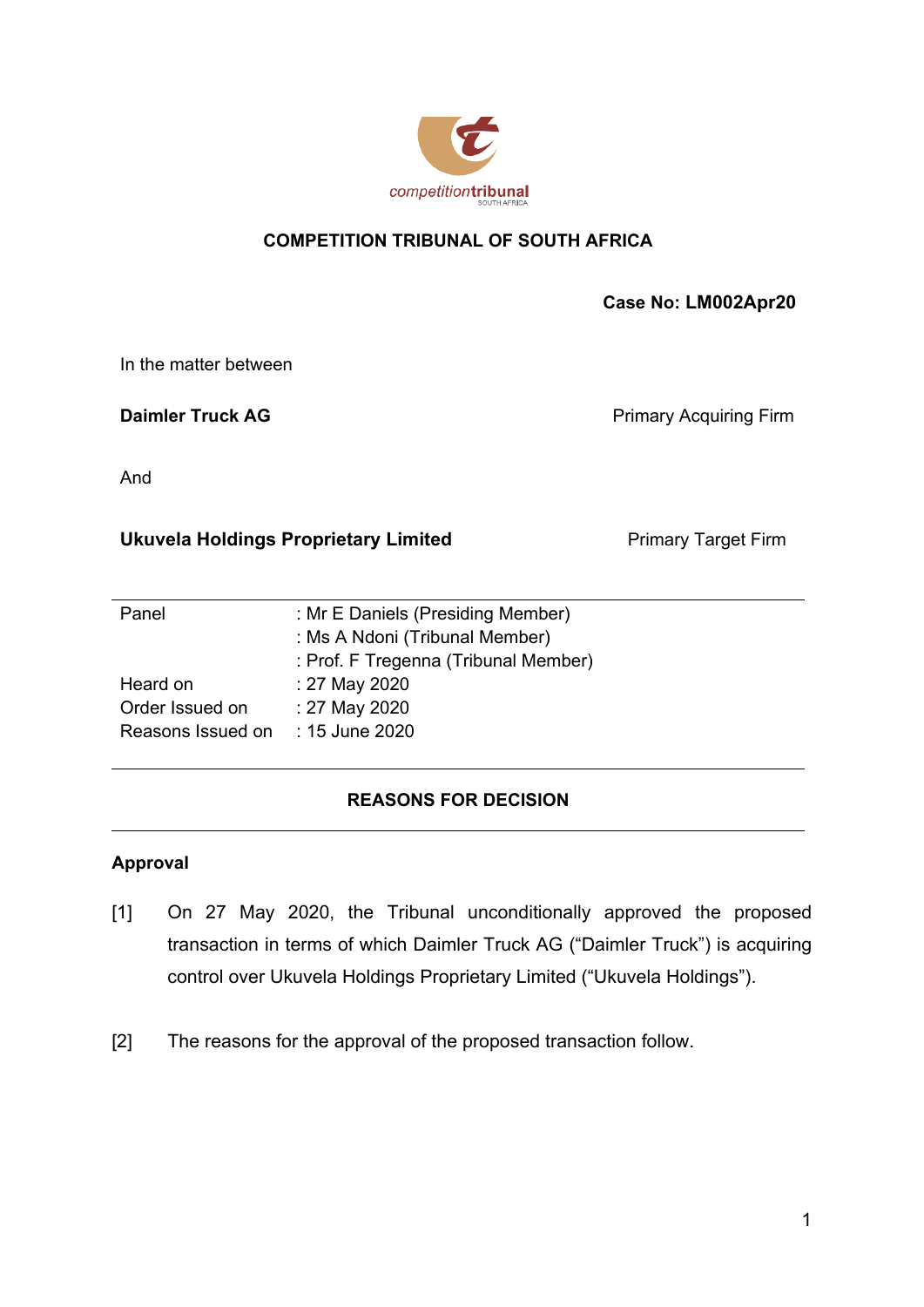competitiontribunal SOUTH AFRICA

**COMPETITION TRIBUNAL OF SOUTH AFRICA**

**Case No: LM002Apr20**

In the matter between

**Daimler Truck AG** Primary Acquiring Firm

And

**Ukuvela Holdings Proprietary Limited** Primary Target Firm

| | |
|---|---|
| Panel | : Mr E Daniels (Presiding Member) |
| | : Ms A Ndoni (Tribunal Member) |
| | : Prof. F Tregenna (Tribunal Member) |
| Heard on | : 27 May 2020 |
| Order Issued on | : 27 May 2020 |
| Reasons Issued on | : 15 June 2020 |

## REASONS FOR DECISION

### Approval

[1] On 27 May 2020, the Tribunal unconditionally approved the proposed transaction in terms of which Daimler Truck AG ("Daimler Truck") is acquiring control over Ukuvela Holdings Proprietary Limited ("Ukuvela Holdings").

[2] The reasons for the approval of the proposed transaction follow.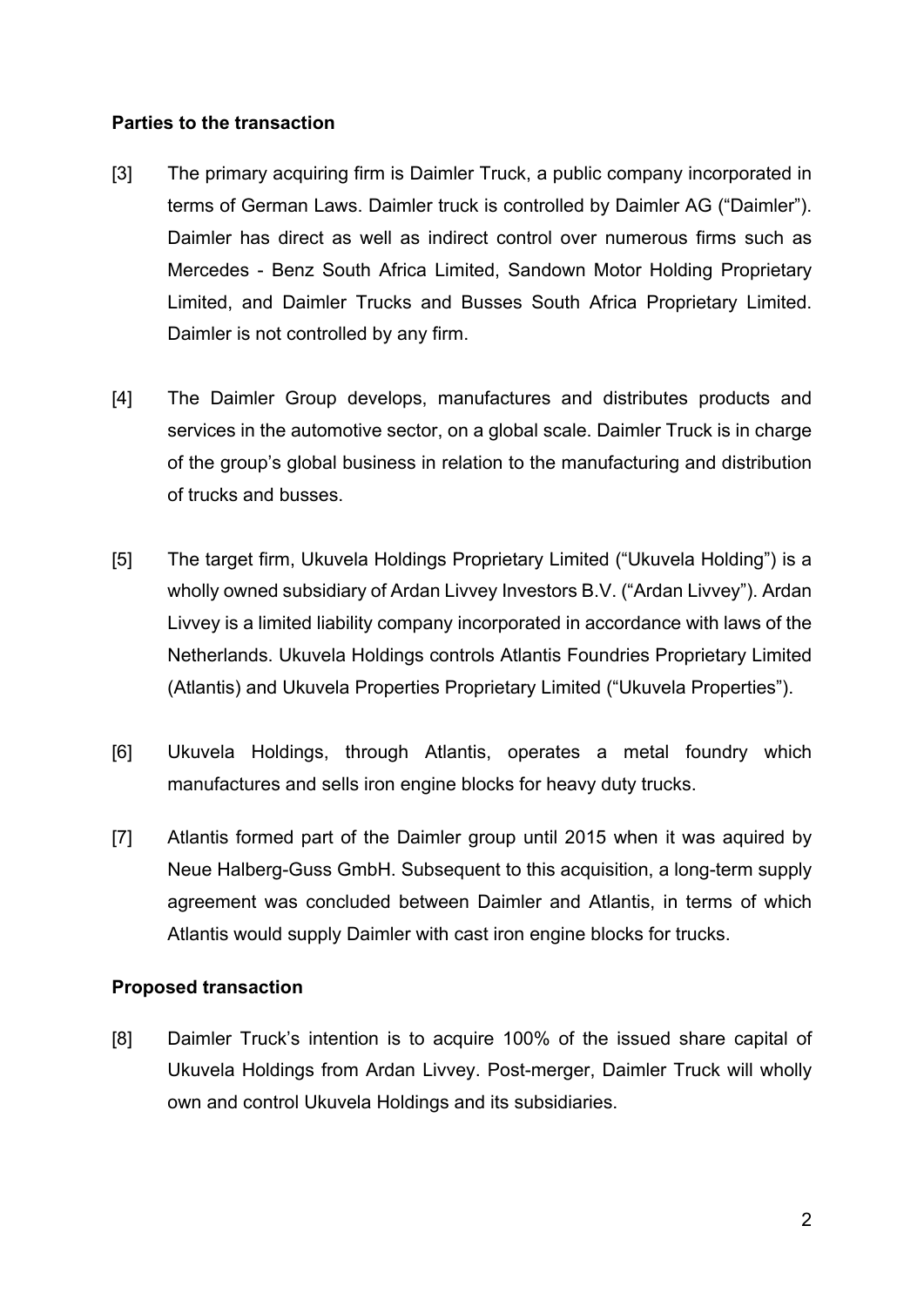**Parties to the transaction**

[3] The primary acquiring firm is Daimler Truck, a public company incorporated in terms of German Laws. Daimler truck is controlled by Daimler AG ("Daimler"). Daimler has direct as well as indirect control over numerous firms such as Mercedes - Benz South Africa Limited, Sandown Motor Holding Proprietary Limited, and Daimler Trucks and Busses South Africa Proprietary Limited. Daimler is not controlled by any firm.

[4] The Daimler Group develops, manufactures and distributes products and services in the automotive sector, on a global scale. Daimler Truck is in charge of the group's global business in relation to the manufacturing and distribution of trucks and busses.

[5] The target firm, Ukuvela Holdings Proprietary Limited ("Ukuvela Holding") is a wholly owned subsidiary of Ardan Livvey Investors B.V. ("Ardan Livvey"). Ardan Livvey is a limited liability company incorporated in accordance with laws of the Netherlands. Ukuvela Holdings controls Atlantis Foundries Proprietary Limited (Atlantis) and Ukuvela Properties Proprietary Limited ("Ukuvela Properties").

[6] Ukuvela Holdings, through Atlantis, operates a metal foundry which manufactures and sells iron engine blocks for heavy duty trucks.

[7] Atlantis formed part of the Daimler group until 2015 when it was aquired by Neue Halberg-Guss GmbH. Subsequent to this acquisition, a long-term supply agreement was concluded between Daimler and Atlantis, in terms of which Atlantis would supply Daimler with cast iron engine blocks for trucks.

**Proposed transaction**

[8] Daimler Truck's intention is to acquire 100% of the issued share capital of Ukuvela Holdings from Ardan Livvey. Post-merger, Daimler Truck will wholly own and control Ukuvela Holdings and its subsidiaries.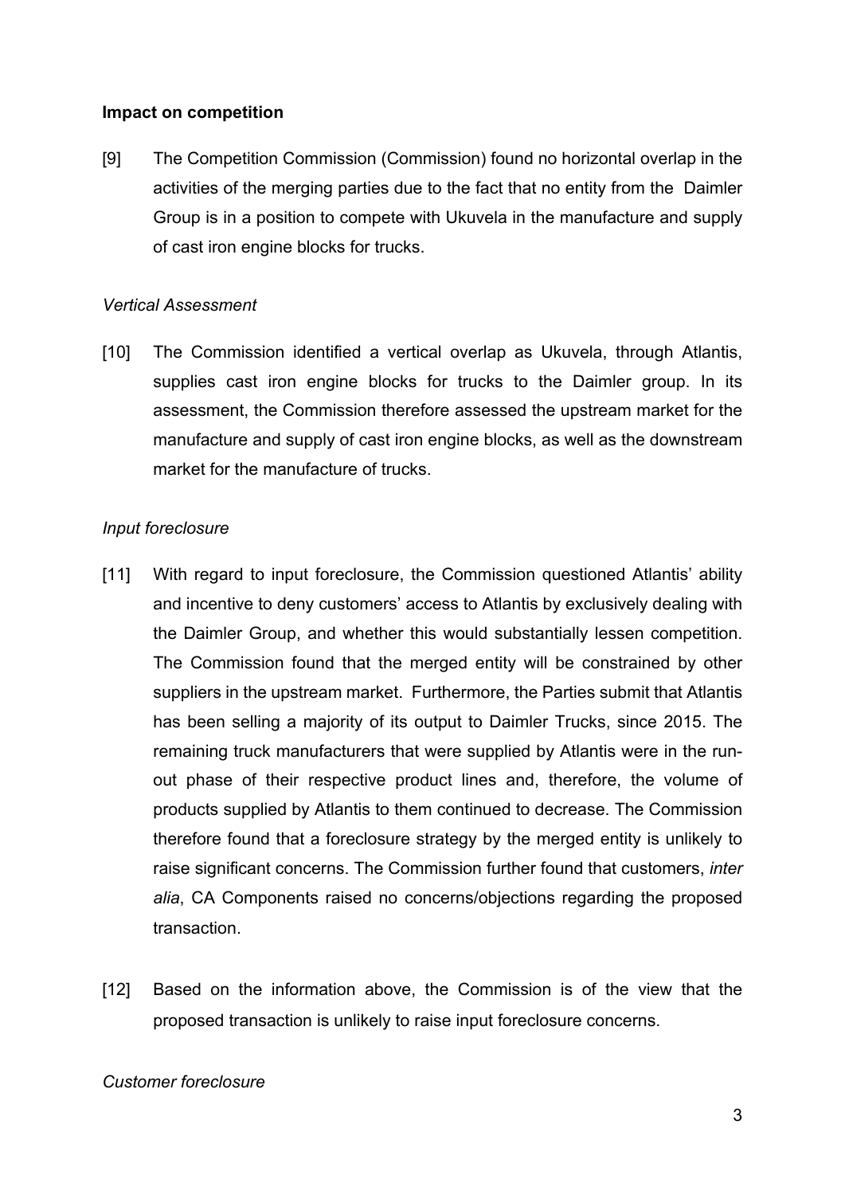**Impact on competition**

[9] The Competition Commission (Commission) found no horizontal overlap in the activities of the merging parties due to the fact that no entity from the Daimler Group is in a position to compete with Ukuvela in the manufacture and supply of cast iron engine blocks for trucks.

*Vertical Assessment*

[10] The Commission identified a vertical overlap as Ukuvela, through Atlantis, supplies cast iron engine blocks for trucks to the Daimler group. In its assessment, the Commission therefore assessed the upstream market for the manufacture and supply of cast iron engine blocks, as well as the downstream market for the manufacture of trucks.

*Input foreclosure*

[11] With regard to input foreclosure, the Commission questioned Atlantis' ability and incentive to deny customers' access to Atlantis by exclusively dealing with the Daimler Group, and whether this would substantially lessen competition. The Commission found that the merged entity will be constrained by other suppliers in the upstream market. Furthermore, the Parties submit that Atlantis has been selling a majority of its output to Daimler Trucks, since 2015. The remaining truck manufacturers that were supplied by Atlantis were in the run-out phase of their respective product lines and, therefore, the volume of products supplied by Atlantis to them continued to decrease. The Commission therefore found that a foreclosure strategy by the merged entity is unlikely to raise significant concerns. The Commission further found that customers, *inter alia*, CA Components raised no concerns/objections regarding the proposed transaction.

[12] Based on the information above, the Commission is of the view that the proposed transaction is unlikely to raise input foreclosure concerns.

*Customer foreclosure*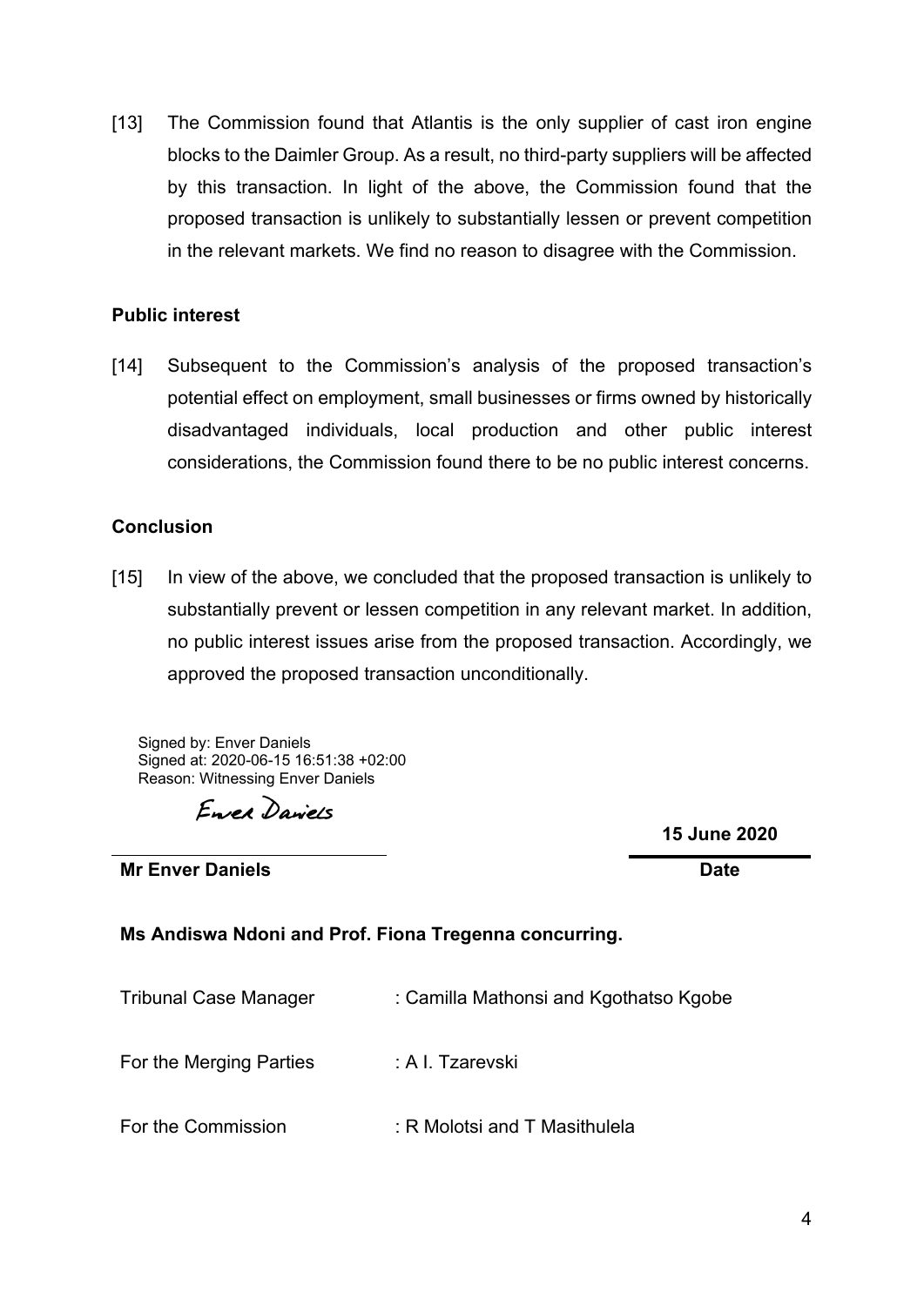[13] The Commission found that Atlantis is the only supplier of cast iron engine blocks to the Daimler Group. As a result, no third-party suppliers will be affected by this transaction. In light of the above, the Commission found that the proposed transaction is unlikely to substantially lessen or prevent competition in the relevant markets. We find no reason to disagree with the Commission.

**Public interest**

[14] Subsequent to the Commission's analysis of the proposed transaction's potential effect on employment, small businesses or firms owned by historically disadvantaged individuals, local production and other public interest considerations, the Commission found there to be no public interest concerns.

**Conclusion**

[15] In view of the above, we concluded that the proposed transaction is unlikely to substantially prevent or lessen competition in any relevant market. In addition, no public interest issues arise from the proposed transaction. Accordingly, we approved the proposed transaction unconditionally.

Signed by: Enver Daniels
Signed at: 2020-06-15 16:51:38 +02:00
Reason: Witnessing Enver Daniels

Enver Daniels

| | |
|---|---|
| **Mr Enver Daniels** | **15 June 2020** |
| | **Date** |

**Ms Andiswa Ndoni and Prof. Fiona Tregenna concurring.**

| | |
|---|---|
| Tribunal Case Manager | : Camilla Mathonsi and Kgothatso Kgobe |
| For the Merging Parties | : A I. Tzarevski |
| For the Commission | : R Molotsi and T Masithulela |